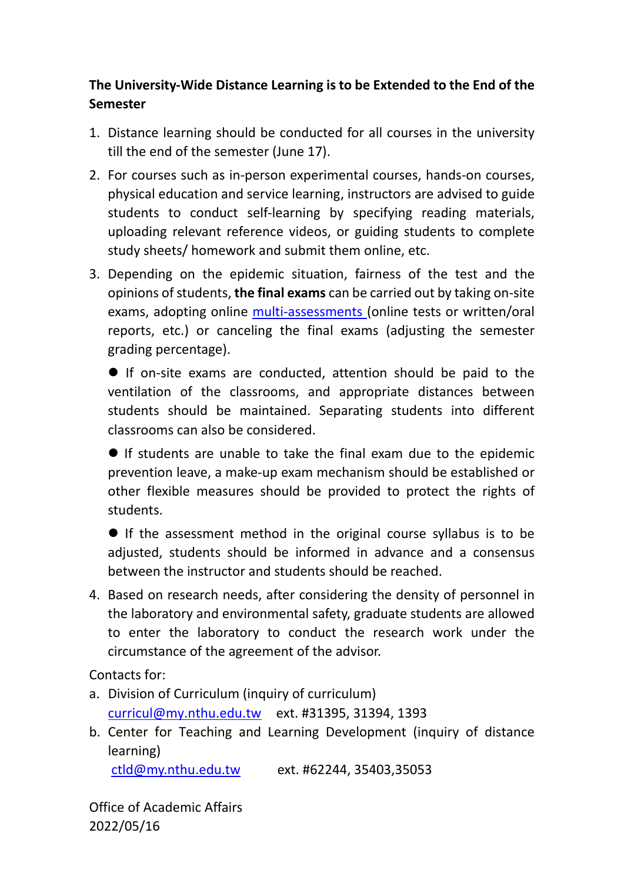**The University-Wide Distance Learning is to be Extended to the End of the Semester**

1. Distance learning should be conducted for all courses in the university till the end of the semester (June 17).
2. For courses such as in-person experimental courses, hands-on courses, physical education and service learning, instructors are advised to guide students to conduct self-learning by specifying reading materials, uploading relevant reference videos, or guiding students to complete study sheets/ homework and submit them online, etc.
3. Depending on the epidemic situation, fairness of the test and the opinions of students, **the final exams** can be carried out by taking on-site exams, adopting online multi-assessments (online tests or written/oral reports, etc.) or canceling the final exams (adjusting the semester grading percentage).

   - If on-site exams are conducted, attention should be paid to the ventilation of the classrooms, and appropriate distances between students should be maintained. Separating students into different classrooms can also be considered.
   - If students are unable to take the final exam due to the epidemic prevention leave, a make-up exam mechanism should be established or other flexible measures should be provided to protect the rights of students.
   - If the assessment method in the original course syllabus is to be adjusted, students should be informed in advance and a consensus between the instructor and students should be reached.

4. Based on research needs, after considering the density of personnel in the laboratory and environmental safety, graduate students are allowed to enter the laboratory to conduct the research work under the circumstance of the agreement of the advisor.

Contacts for:

a. Division of Curriculum (inquiry of curriculum)
   curricul@my.nthu.edu.tw ext. #31395, 31394, 1393
b. Center for Teaching and Learning Development (inquiry of distance learning)
   ctld@my.nthu.edu.tw ext. #62244, 35403,35053

Office of Academic Affairs
2022/05/16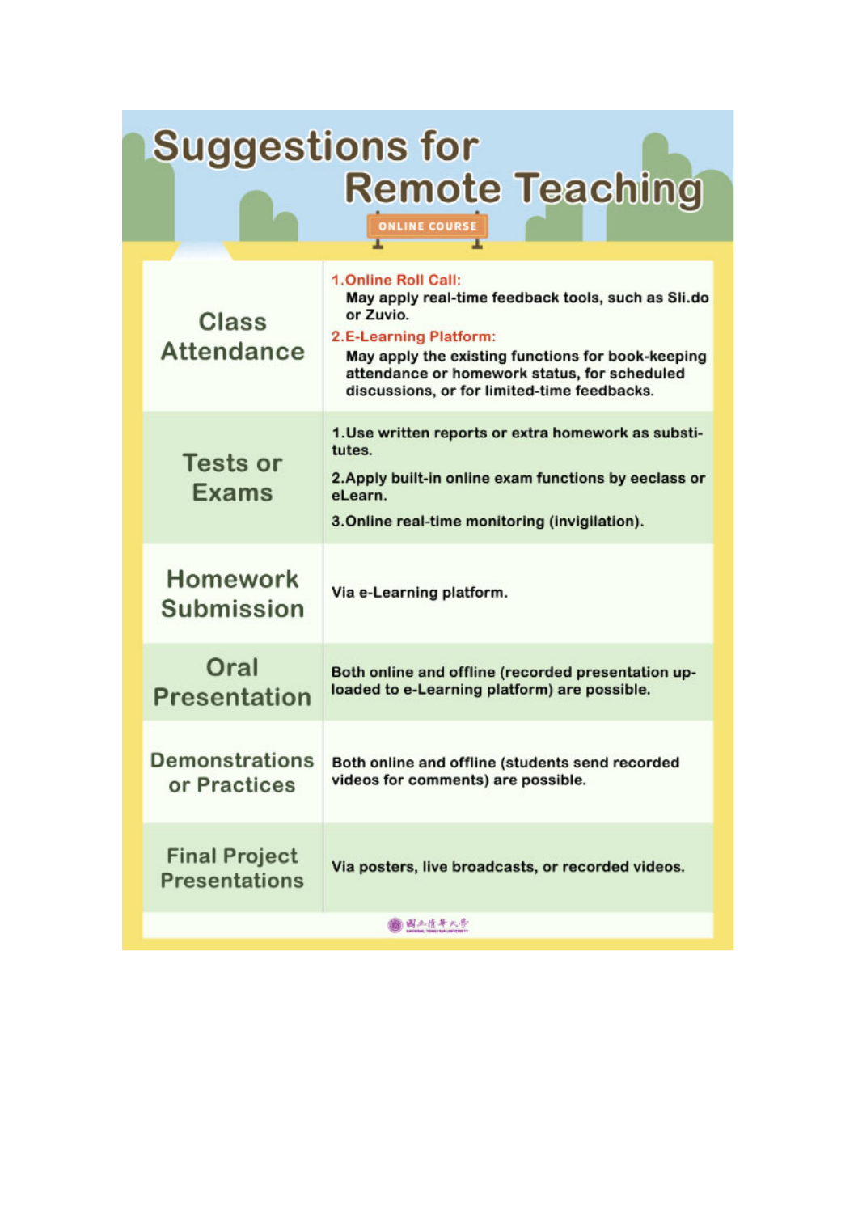# Suggestions for Remote Teaching

ONLINE COURSE

| | |
|---|---|
| Class Attendance | 1.Online Roll Call: May apply real-time feedback tools, such as Sli.do or Zuvio. 2.E-Learning Platform: May apply the existing functions for book-keeping attendance or homework status, for scheduled discussions, or for limited-time feedbacks. |
| Tests or Exams | 1.Use written reports or extra homework as substitutes. 2.Apply built-in online exam functions by eeclass or eLearn. 3.Online real-time monitoring (invigilation). |
| Homework Submission | Via e-Learning platform. |
| Oral Presentation | Both online and offline (recorded presentation uploaded to e-Learning platform) are possible. |
| Demonstrations or Practices | Both online and offline (students send recorded videos for comments) are possible. |
| Final Project Presentations | Via posters, live broadcasts, or recorded videos. |

國立清華大學